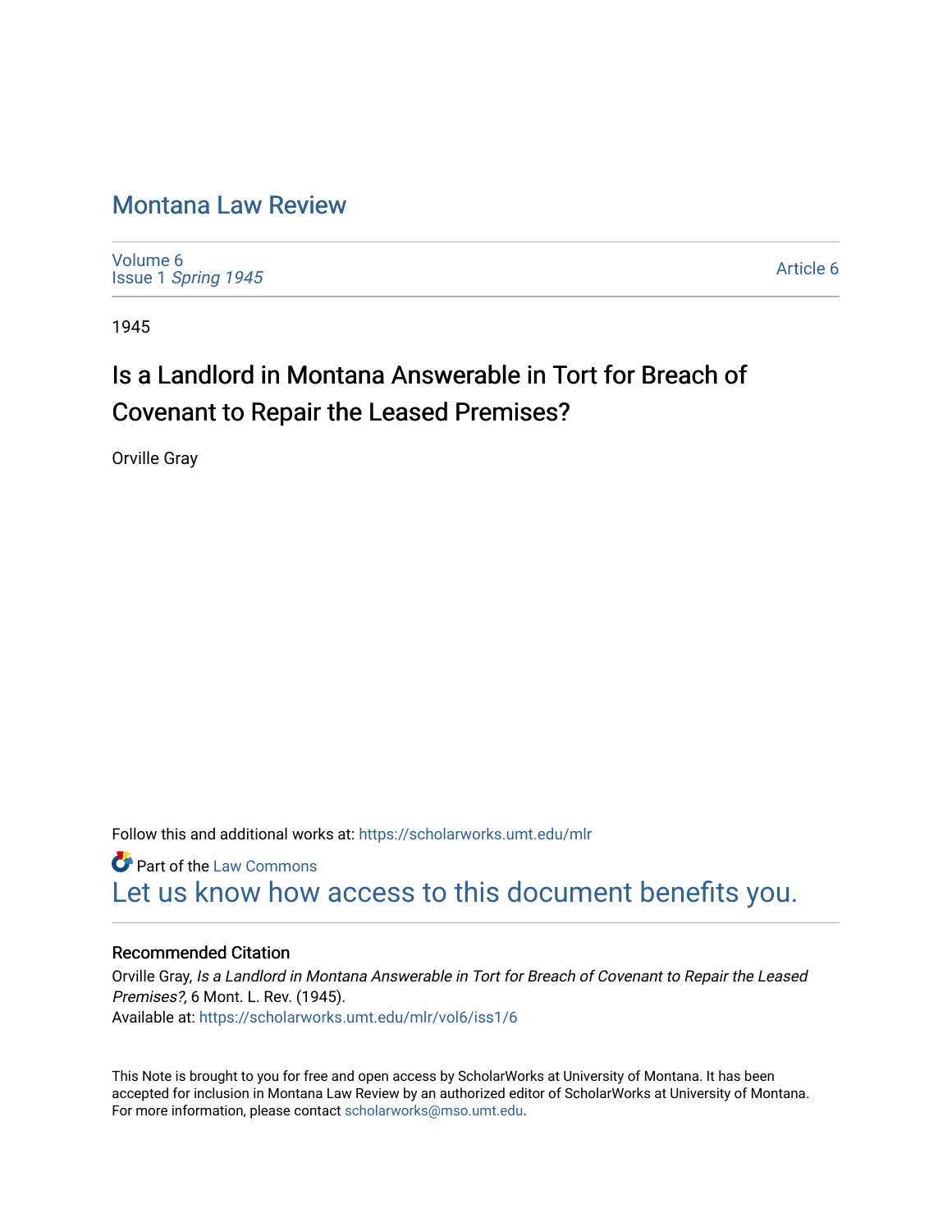# Montana Law Review

Volume 6
Issue 1 *Spring 1945*

Article 6

1945

## Is a Landlord in Montana Answerable in Tort for Breach of Covenant to Repair the Leased Premises?

Orville Gray

Follow this and additional works at: https://scholarworks.umt.edu/mlr

Part of the Law Commons

Let us know how access to this document benefits you.

### Recommended Citation

Orville Gray, *Is a Landlord in Montana Answerable in Tort for Breach of Covenant to Repair the Leased Premises?,* 6 Mont. L. Rev. (1945).
Available at: https://scholarworks.umt.edu/mlr/vol6/iss1/6

This Note is brought to you for free and open access by ScholarWorks at University of Montana. It has been accepted for inclusion in Montana Law Review by an authorized editor of ScholarWorks at University of Montana. For more information, please contact scholarworks@mso.umt.edu.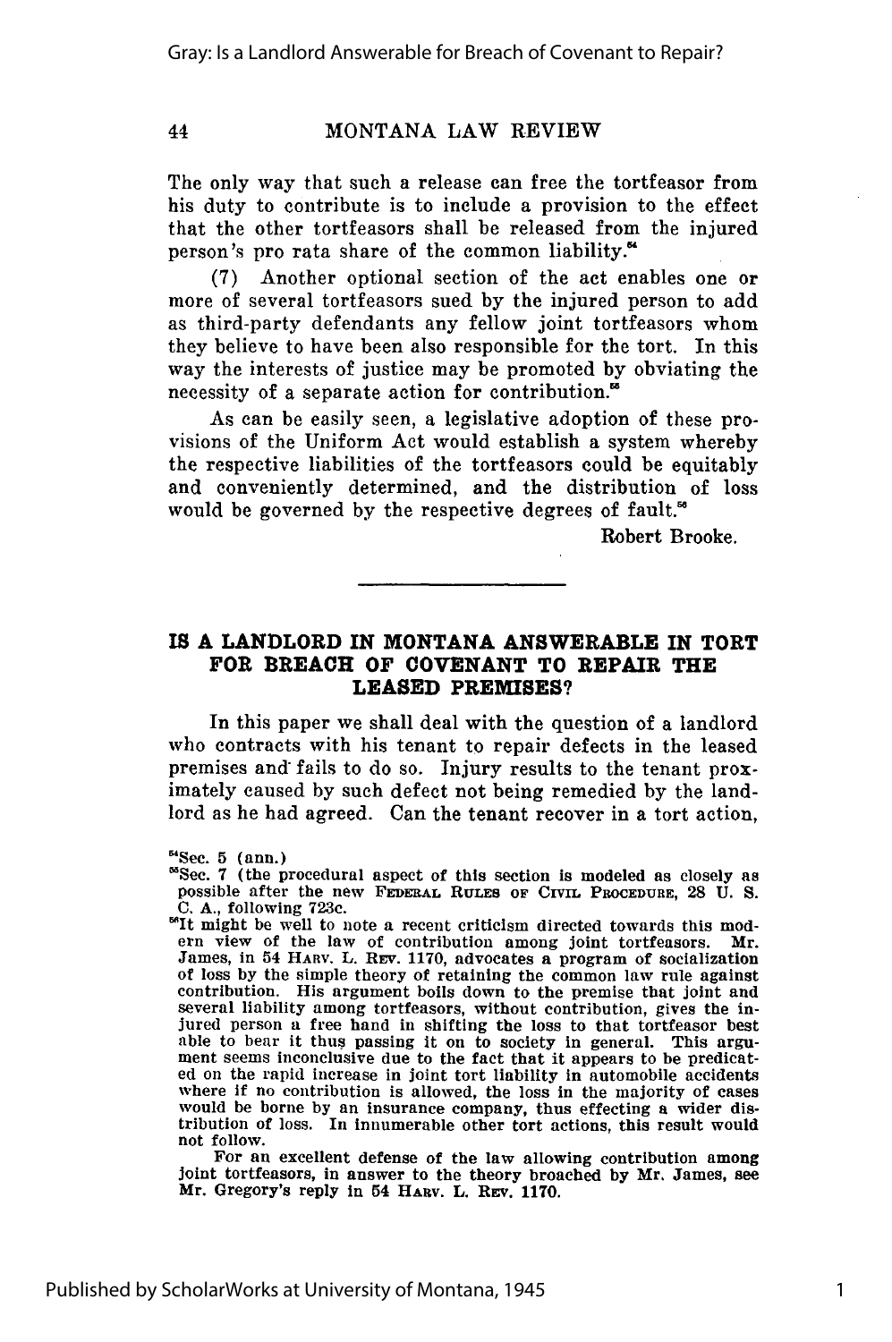The only way that such a release can free the tortfeasor from his duty to contribute is to include a provision to the effect that the other tortfeasors shall be released from the injured person's pro rata share of the common liability.[54]

(7) Another optional section of the act enables one or more of several tortfeasors sued by the injured person to add as third-party defendants any fellow joint tortfeasors whom they believe to have been also responsible for the tort. In this way the interests of justice may be promoted by obviating the necessity of a separate action for contribution.[55]

As can be easily seen, a legislative adoption of these provisions of the Uniform Act would establish a system whereby the respective liabilities of the tortfeasors could be equitably and conveniently determined, and the distribution of loss would be governed by the respective degrees of fault.[56]

Robert Brooke.

---

## IS A LANDLORD IN MONTANA ANSWERABLE IN TORT FOR BREACH OF COVENANT TO REPAIR THE LEASED PREMISES?

In this paper we shall deal with the question of a landlord who contracts with his tenant to repair defects in the leased premises and fails to do so. Injury results to the tenant proximately caused by such defect not being remedied by the landlord as he had agreed. Can the tenant recover in a tort action,

---

[54]Sec. 5 (ann.)

[55]Sec. 7 (the procedural aspect of this section is modeled as closely as possible after the new FEDERAL RULES OF CIVIL PROCEDURE, 28 U. S. C. A., following 723c.

[56]It might be well to note a recent criticism directed towards this modern view of the law of contribution among joint tortfeasors. Mr. James, in 54 HARV. L. REV. 1170, advocates a program of socialization of loss by the simple theory of retaining the common law rule against contribution. His argument boils down to the premise that joint and several liability among tortfeasors, without contribution, gives the injured person a free hand in shifting the loss to that tortfeasor best able to bear it thus passing it on to society in general. This argument seems inconclusive due to the fact that it appears to be predicated on the rapid increase in joint tort liability in automobile accidents where if no contribution is allowed, the loss in the majority of cases would be borne by an insurance company, thus effecting a wider distribution of loss. In innumerable other tort actions, this result would not follow.

For an excellent defense of the law allowing contribution among joint tortfeasors, in answer to the theory broached by Mr. James, see Mr. Gregory's reply in 54 HARV. L. REV. 1170.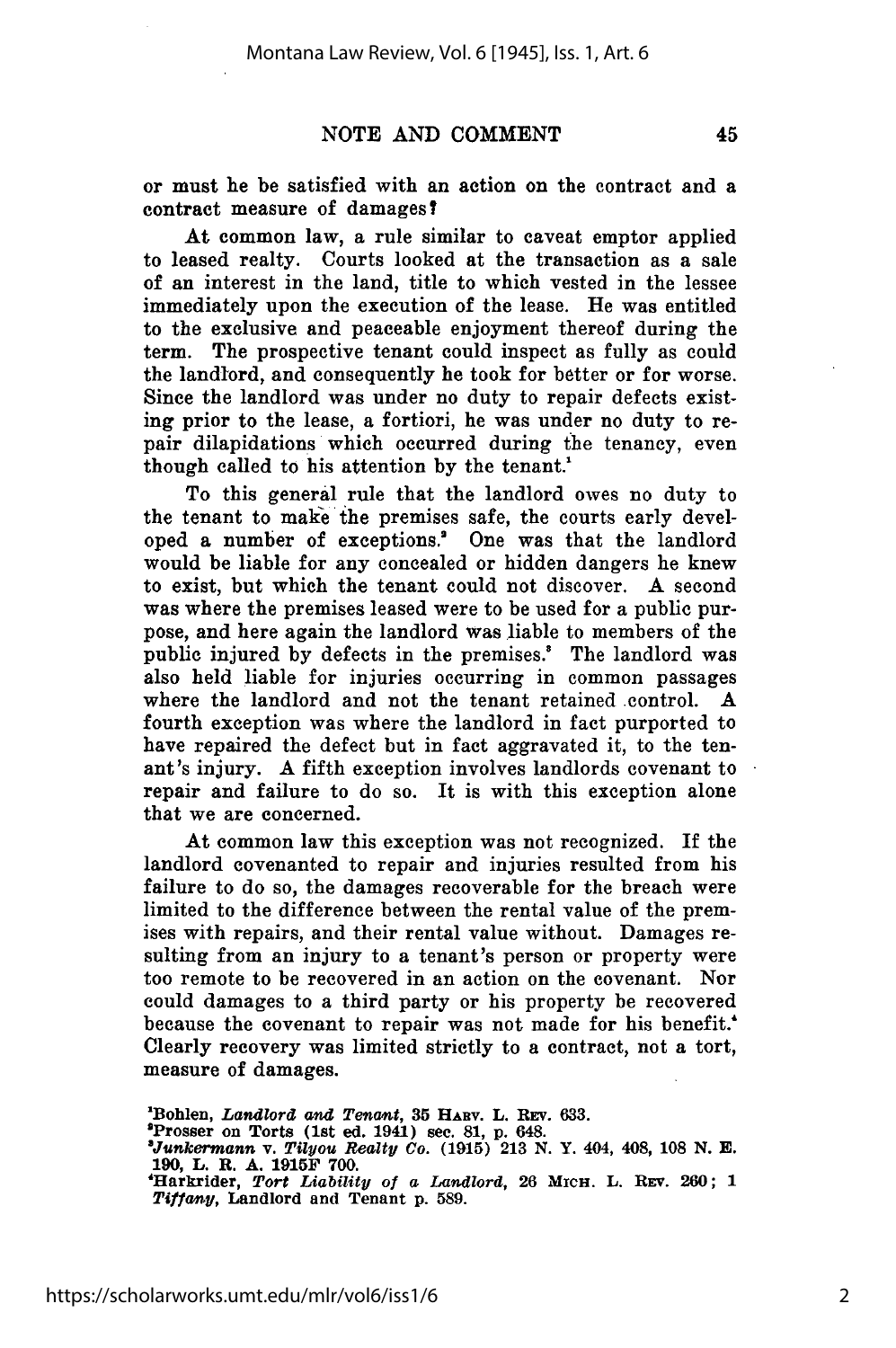or must he be satisfied with an action on the contract and a contract measure of damages?

At common law, a rule similar to caveat emptor applied to leased realty. Courts looked at the transaction as a sale of an interest in the land, title to which vested in the lessee immediately upon the execution of the lease. He was entitled to the exclusive and peaceable enjoyment thereof during the term. The prospective tenant could inspect as fully as could the landlord, and consequently he took for better or for worse. Since the landlord was under no duty to repair defects existing prior to the lease, a fortiori, he was under no duty to repair dilapidations which occurred during the tenancy, even though called to his attention by the tenant.[1]

To this general rule that the landlord owes no duty to the tenant to make the premises safe, the courts early developed a number of exceptions.[2] One was that the landlord would be liable for any concealed or hidden dangers he knew to exist, but which the tenant could not discover. A second was where the premises leased were to be used for a public purpose, and here again the landlord was liable to members of the public injured by defects in the premises.[3] The landlord was also held liable for injuries occurring in common passages where the landlord and not the tenant retained control. A fourth exception was where the landlord in fact purported to have repaired the defect but in fact aggravated it, to the tenant's injury. A fifth exception involves landlords covenant to repair and failure to do so. It is with this exception alone that we are concerned.

At common law this exception was not recognized. If the landlord covenanted to repair and injuries resulted from his failure to do so, the damages recoverable for the breach were limited to the difference between the rental value of the premises with repairs, and their rental value without. Damages resulting from an injury to a tenant's person or property were too remote to be recovered in an action on the covenant. Nor could damages to a third party or his property be recovered because the covenant to repair was not made for his benefit.[4] Clearly recovery was limited strictly to a contract, not a tort, measure of damages.

[1] Bohlen, *Landlord and Tenant*, 35 HARV. L. REV. 633.
[2] Prosser on Torts (1st ed. 1941) sec. 81, p. 648.
[3] *Junkermann v. Tilyou Realty Co.* (1915) 213 N. Y. 404, 408, 108 N. E. 190, L. R. A. 1915F 700.
[4] Harkrider, *Tort Liability of a Landlord*, 26 MICH. L. REV. 260; 1 *Tiffany*, Landlord and Tenant p. 589.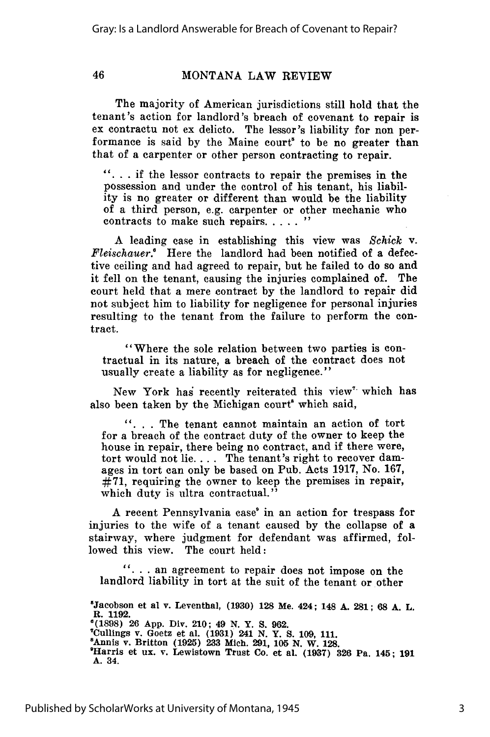The majority of American jurisdictions still hold that the tenant's action for landlord's breach of covenant to repair is ex contractu not ex delicto. The lessor's liability for non performance is said by the Maine court[5] to be no greater than that of a carpenter or other person contracting to repair.

> ". . . if the lessor contracts to repair the premises in the possession and under the control of his tenant, his liability is no greater or different than would be the liability of a third person, e.g. carpenter or other mechanic who contracts to make such repairs. . . . "

A leading case in establishing this view was *Schick* v. *Fleischauer.*[6] Here the landlord had been notified of a defective ceiling and had agreed to repair, but he failed to do so and it fell on the tenant, causing the injuries complained of. The court held that a mere contract by the landlord to repair did not subject him to liability for negligence for personal injuries resulting to the tenant from the failure to perform the contract.

> "Where the sole relation between two parties is contractual in its nature, a breach of the contract does not usually create a liability as for negligence."

New York has recently reiterated this view[7] which has also been taken by the Michigan court[8] which said,

> ". . . The tenant cannot maintain an action of tort for a breach of the contract duty of the owner to keep the house in repair, there being no contract, and if there were, tort would not lie. . . . The tenant's right to recover damages in tort can only be based on Pub. Acts 1917, No. 167, #71, requiring the owner to keep the premises in repair, which duty is ultra contractual."

A recent Pennsylvania case[9] in an action for trespass for injuries to the wife of a tenant caused by the collapse of a stairway, where judgment for defendant was affirmed, followed this view. The court held:

> ". . . an agreement to repair does not impose on the landlord liability in tort at the suit of the tenant or other

---

[5] Jacobson et al v. Leventhal, (1930) 128 Me. 424; 148 A. 281; 68 A. L. R. 1192.

[6] (1898) 26 App. Div. 210; 49 N. Y. S. 962.

[7] Cullings v. Goetz et al. (1931) 241 N. Y. S. 109, 111.

[8] Annis v. Britton (1925) 233 Mich. 291, 105 N. W. 128.

[9] Harris et ux. v. Lewistown Trust Co. et al. (1937) 326 Pa. 145; 191 A. 34.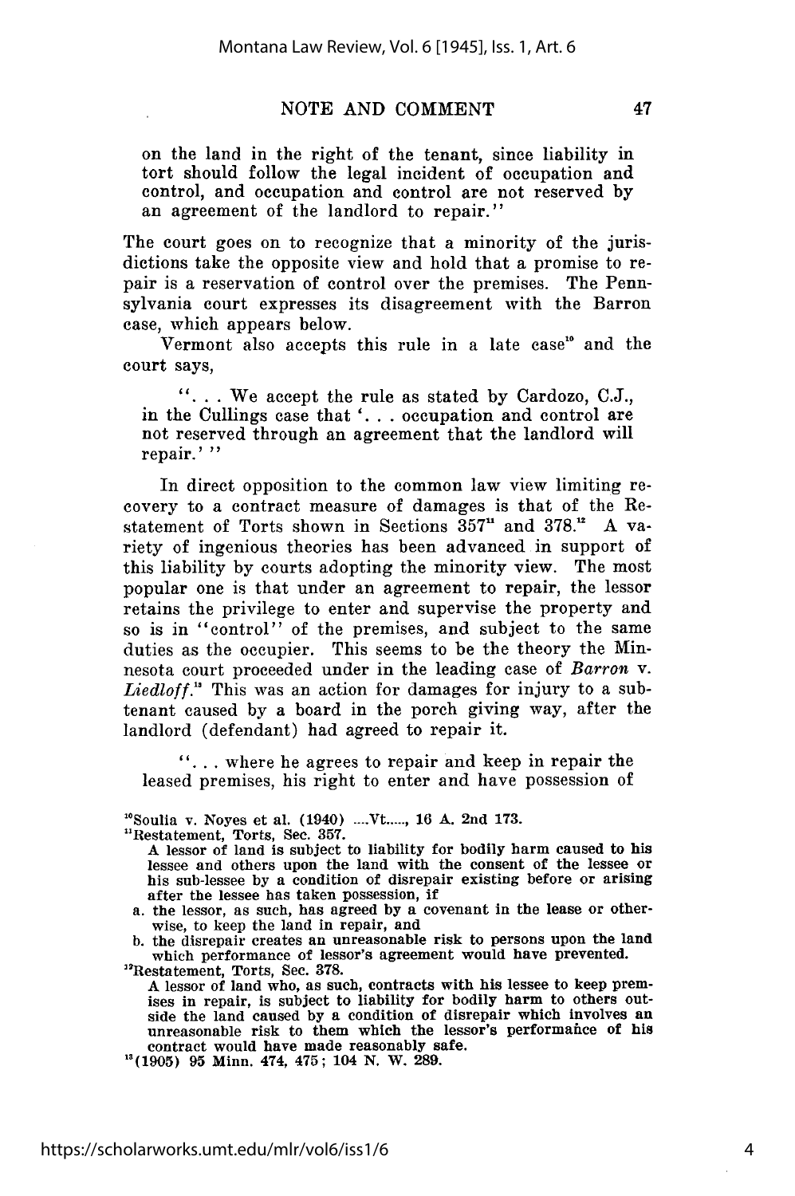on the land in the right of the tenant, since liability in tort should follow the legal incident of occupation and control, and occupation and control are not reserved by an agreement of the landlord to repair."

The court goes on to recognize that a minority of the jurisdictions take the opposite view and hold that a promise to repair is a reservation of control over the premises. The Pennsylvania court expresses its disagreement with the Barron case, which appears below.

Vermont also accepts this rule in a late case[10] and the court says,

> ". . . We accept the rule as stated by Cardozo, C.J., in the Cullings case that '. . . occupation and control are not reserved through an agreement that the landlord will repair.' "

In direct opposition to the common law view limiting recovery to a contract measure of damages is that of the Restatement of Torts shown in Sections 357[11] and 378.[12] A variety of ingenious theories has been advanced in support of this liability by courts adopting the minority view. The most popular one is that under an agreement to repair, the lessor retains the privilege to enter and supervise the property and so is in "control" of the premises, and subject to the same duties as the occupier. This seems to be the theory the Minnesota court proceeded under in the leading case of *Barron* v. *Liedloff*.[13] This was an action for damages for injury to a subtenant caused by a board in the porch giving way, after the landlord (defendant) had agreed to repair it.

> ". . . where he agrees to repair and keep in repair the leased premises, his right to enter and have possession of

---

[10]Soulia v. Noyes et al. (1940) ....Vt....., 16 A. 2nd 173.

[11]Restatement, Torts, Sec. 357.
A lessor of land is subject to liability for bodily harm caused to his lessee and others upon the land with the consent of the lessee or his sub-lessee by a condition of disrepair existing before or arising after the lessee has taken possession, if
a. the lessor, as such, has agreed by a covenant in the lease or otherwise, to keep the land in repair, and
b. the disrepair creates an unreasonable risk to persons upon the land which performance of lessor's agreement would have prevented.

[12]Restatement, Torts, Sec. 378.
A lessor of land who, as such, contracts with his lessee to keep premises in repair, is subject to liability for bodily harm to others outside the land caused by a condition of disrepair which involves an unreasonable risk to them which the lessor's performance of his contract would have made reasonably safe.

[13](1905) 95 Minn. 474, 475; 104 N. W. 289.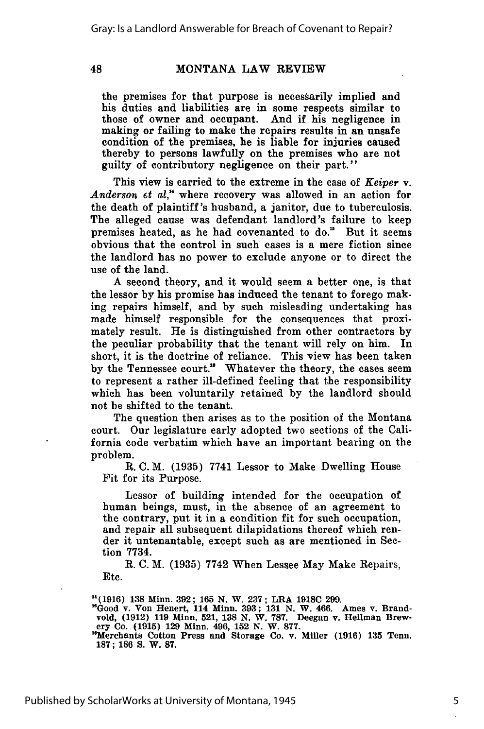the premises for that purpose is necessarily implied and his duties and liabilities are in some respects similar to those of owner and occupant. And if his negligence in making or failing to make the repairs results in an unsafe condition of the premises, he is liable for injuries caused thereby to persons lawfully on the premises who are not guilty of contributory negligence on their part."

This view is carried to the extreme in the case of *Keiper* v. *Anderson et al*,[14] where recovery was allowed in an action for the death of plaintiff's husband, a janitor, due to tuberculosis. The alleged cause was defendant landlord's failure to keep premises heated, as he had covenanted to do.[15] But it seems obvious that the control in such cases is a mere fiction since the landlord has no power to exclude anyone or to direct the use of the land.

A second theory, and it would seem a better one, is that the lessor by his promise has induced the tenant to forego making repairs himself, and by such misleading undertaking has made himself responsible for the consequences that proximately result. He is distinguished from other contractors by the peculiar probability that the tenant will rely on him. In short, it is the doctrine of reliance. This view has been taken by the Tennessee court.[16] Whatever the theory, the cases seem to represent a rather ill-defined feeling that the responsibility which has been voluntarily retained by the landlord should not be shifted to the tenant.

The question then arises as to the position of the Montana court. Our legislature early adopted two sections of the California code verbatim which have an important bearing on the problem.

R. C. M. (1935) 7741 Lessor to Make Dwelling House Fit for its Purpose.

> Lessor of building intended for the occupation of human beings, must, in the absence of an agreement to the contrary, put it in a condition fit for such occupation, and repair all subsequent dilapidations thereof which render it untenantable, except such as are mentioned in Section 7734.

R. C. M. (1935) 7742 When Lessee May Make Repairs, Etc.

---

[14](1916) 138 Minn. 392; 165 N. W. 237; LRA 1918C 299.

[15]Good v. Von Henert, 114 Minn. 393; 131 N. W. 466. Ames v. Brandvold, (1912) 119 Minn. 521, 138 N. W. 787. Deegan v. Heilman Brewery Co. (1915) 129 Minn. 496, 152 N. W. 877.

[16]Merchants Cotton Press and Storage Co. v. Miller (1916) 135 Tenn. 187; 186 S. W. 87.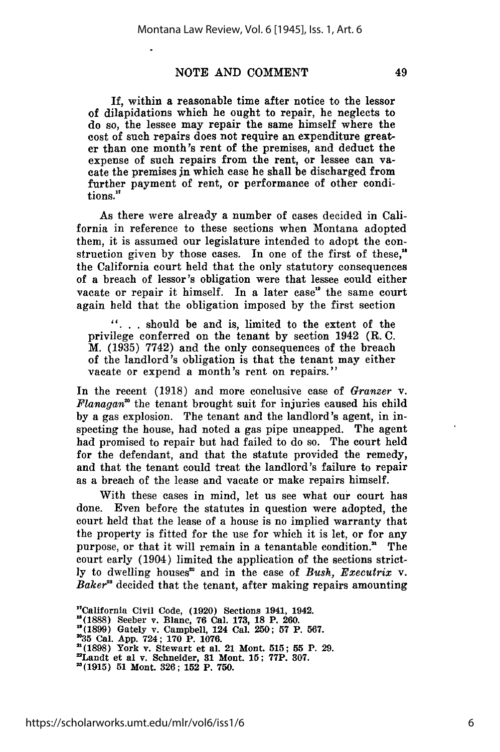If, within a reasonable time after notice to the lessor of dilapidations which he ought to repair, he neglects to do so, the lessee may repair the same himself where the cost of such repairs does not require an expenditure greater than one month's rent of the premises, and deduct the expense of such repairs from the rent, or lessee can vacate the premises in which case he shall be discharged from further payment of rent, or performance of other conditions.[17]

As there were already a number of cases decided in California in reference to these sections when Montana adopted them, it is assumed our legislature intended to adopt the construction given by those cases. In one of the first of these,[18] the California court held that the only statutory consequences of a breach of lessor's obligation were that lessee could either vacate or repair it himself. In a later case[19] the same court again held that the obligation imposed by the first section

> ". . . should be and is, limited to the extent of the privilege conferred on the tenant by section 1942 (R. C. M. (1935) 7742) and the only consequences of the breach of the landlord's obligation is that the tenant may either vacate or expend a month's rent on repairs."

In the recent (1918) and more conclusive case of *Granzer* v. *Flanagan*[20] the tenant brought suit for injuries caused his child by a gas explosion. The tenant and the landlord's agent, in inspecting the house, had noted a gas pipe uncapped. The agent had promised to repair but had failed to do so. The court held for the defendant, and that the statute provided the remedy, and that the tenant could treat the landlord's failure to repair as a breach of the lease and vacate or make repairs himself.

With these cases in mind, let us see what our court has done. Even before the statutes in question were adopted, the court held that the lease of a house is no implied warranty that the property is fitted for the use for which it is let, or for any purpose, or that it will remain in a tenantable condition.[21] The court early (1904) limited the application of the sections strictly to dwelling houses[22] and in the case of *Bush, Executrix* v. *Baker*[23] decided that the tenant, after making repairs amounting

[17] California Civil Code, (1920) Sections 1941, 1942.
[18] (1888) Seeber v. Blanc, 76 Cal. 173, 18 P. 260.
[19] (1899) Gately v. Campbell, 124 Cal. 250; 57 P. 567.
[20] 35 Cal. App. 724; 170 P. 1076.
[21] (1898) York v. Stewart et al. 21 Mont. 515; 55 P. 29.
[22] Landt et al v. Schneider, 31 Mont. 15; 77P. 307.
[23] (1915) 51 Mont. 326; 152 P. 750.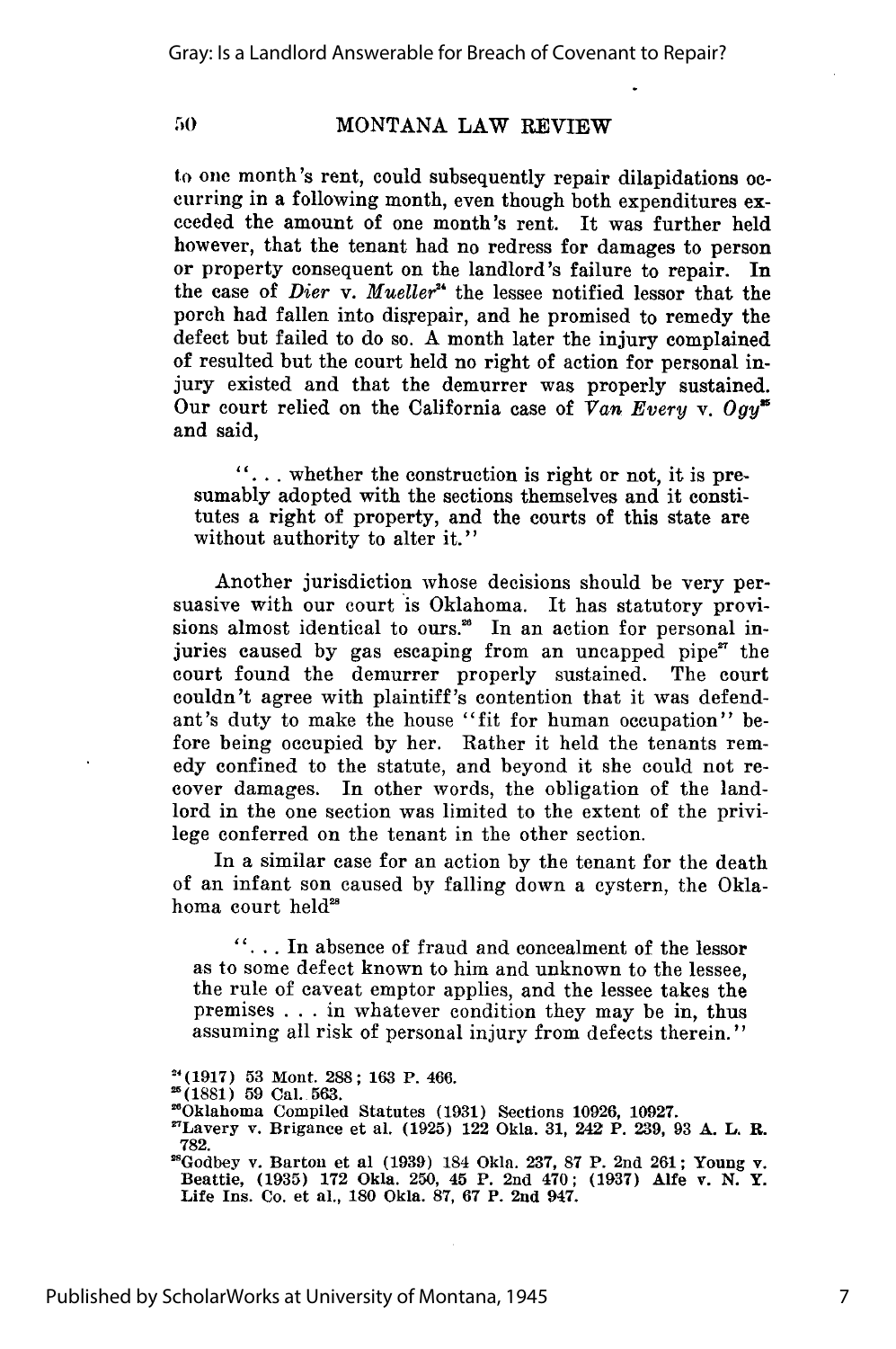to one month's rent, could subsequently repair dilapidations occurring in a following month, even though both expenditures exceeded the amount of one month's rent. It was further held however, that the tenant had no redress for damages to person or property consequent on the landlord's failure to repair. In the case of *Dier* v. *Mueller*[24] the lessee notified lessor that the porch had fallen into disrepair, and he promised to remedy the defect but failed to do so. A month later the injury complained of resulted but the court held no right of action for personal injury existed and that the demurrer was properly sustained. Our court relied on the California case of *Van Every* v. *Ogy*[25] and said,

> "... whether the construction is right or not, it is presumably adopted with the sections themselves and it constitutes a right of property, and the courts of this state are without authority to alter it."

Another jurisdiction whose decisions should be very persuasive with our court is Oklahoma. It has statutory provisions almost identical to ours.[26] In an action for personal injuries caused by gas escaping from an uncapped pipe[27] the court found the demurrer properly sustained. The court couldn't agree with plaintiff's contention that it was defendant's duty to make the house "fit for human occupation" before being occupied by her. Rather it held the tenants remedy confined to the statute, and beyond it she could not recover damages. In other words, the obligation of the landlord in the one section was limited to the extent of the privilege conferred on the tenant in the other section.

In a similar case for an action by the tenant for the death of an infant son caused by falling down a cystern, the Oklahoma court held[28]

> "... In absence of fraud and concealment of the lessor as to some defect known to him and unknown to the lessee, the rule of caveat emptor applies, and the lessee takes the premises ... in whatever condition they may be in, thus assuming all risk of personal injury from defects therein."

[24](1917) 53 Mont. 288; 163 P. 466.

[25](1881) 59 Cal. 563.

[26]Oklahoma Compiled Statutes (1931) Sections 10926, 10927.

[27]Lavery v. Brigance et al. (1925) 122 Okla. 31, 242 P. 239, 93 A. L. R. 782.

[28]Godbey v. Barton et al (1939) 184 Okla. 237, 87 P. 2nd 261; Young v. Beattie, (1935) 172 Okla. 250, 45 P. 2nd 470; (1937) Alfe v. N. Y. Life Ins. Co. et al., 180 Okla. 87, 67 P. 2nd 947.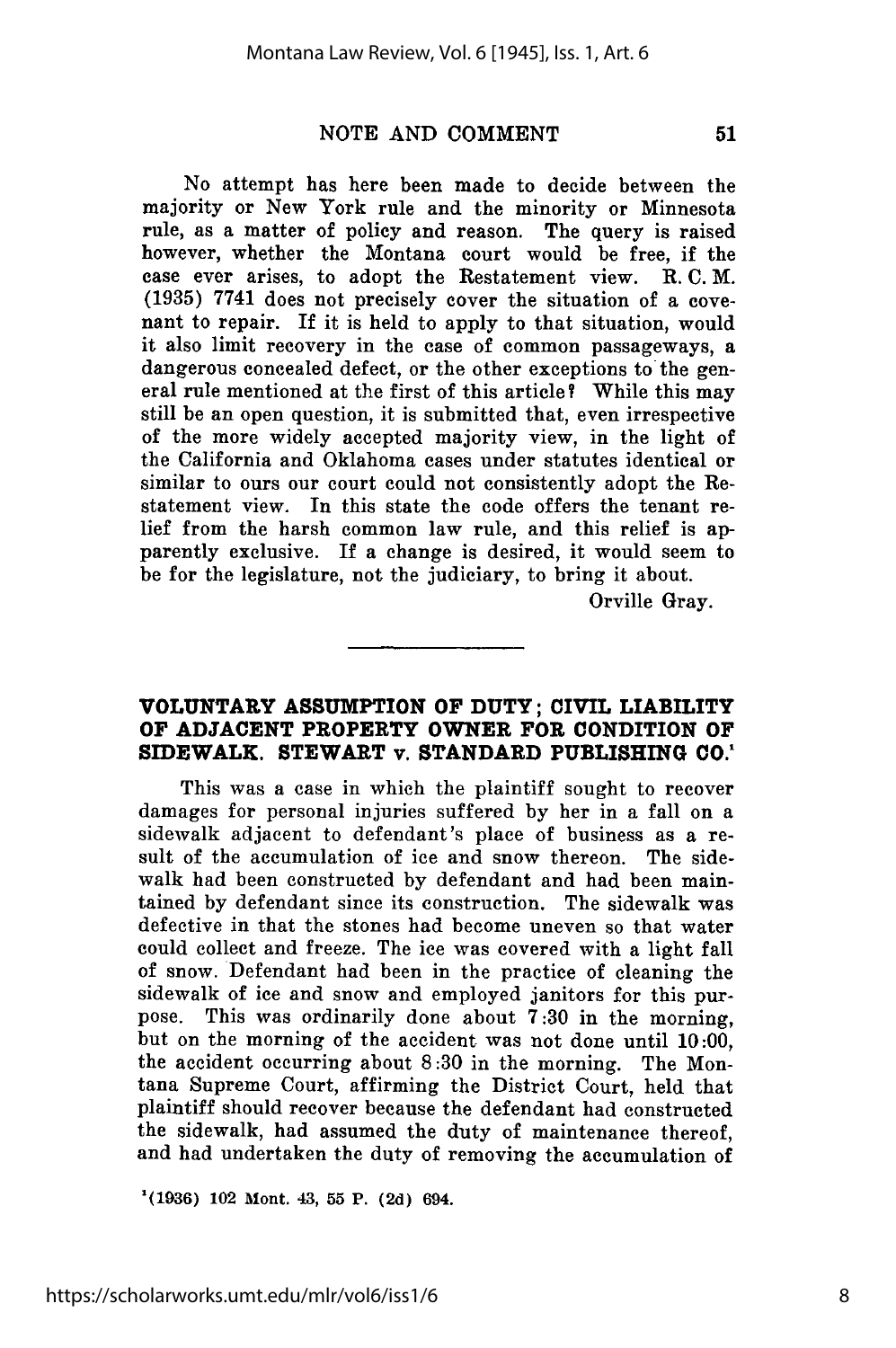No attempt has here been made to decide between the majority or New York rule and the minority or Minnesota rule, as a matter of policy and reason. The query is raised however, whether the Montana court would be free, if the case ever arises, to adopt the Restatement view. R. C. M. (1935) 7741 does not precisely cover the situation of a covenant to repair. If it is held to apply to that situation, would it also limit recovery in the case of common passageways, a dangerous concealed defect, or the other exceptions to the general rule mentioned at the first of this article? While this may still be an open question, it is submitted that, even irrespective of the more widely accepted majority view, in the light of the California and Oklahoma cases under statutes identical or similar to ours our court could not consistently adopt the Restatement view. In this state the code offers the tenant relief from the harsh common law rule, and this relief is apparently exclusive. If a change is desired, it would seem to be for the legislature, not the judiciary, to bring it about.

Orville Gray.

---

## VOLUNTARY ASSUMPTION OF DUTY; CIVIL LIABILITY OF ADJACENT PROPERTY OWNER FOR CONDITION OF SIDEWALK. STEWART v. STANDARD PUBLISHING CO.[1]

This was a case in which the plaintiff sought to recover damages for personal injuries suffered by her in a fall on a sidewalk adjacent to defendant's place of business as a result of the accumulation of ice and snow thereon. The sidewalk had been constructed by defendant and had been maintained by defendant since its construction. The sidewalk was defective in that the stones had become uneven so that water could collect and freeze. The ice was covered with a light fall of snow. Defendant had been in the practice of cleaning the sidewalk of ice and snow and employed janitors for this purpose. This was ordinarily done about 7:30 in the morning, but on the morning of the accident was not done until 10:00, the accident occurring about 8:30 in the morning. The Montana Supreme Court, affirming the District Court, held that plaintiff should recover because the defendant had constructed the sidewalk, had assumed the duty of maintenance thereof, and had undertaken the duty of removing the accumulation of

[1](1936) 102 Mont. 43, 55 P. (2d) 694.